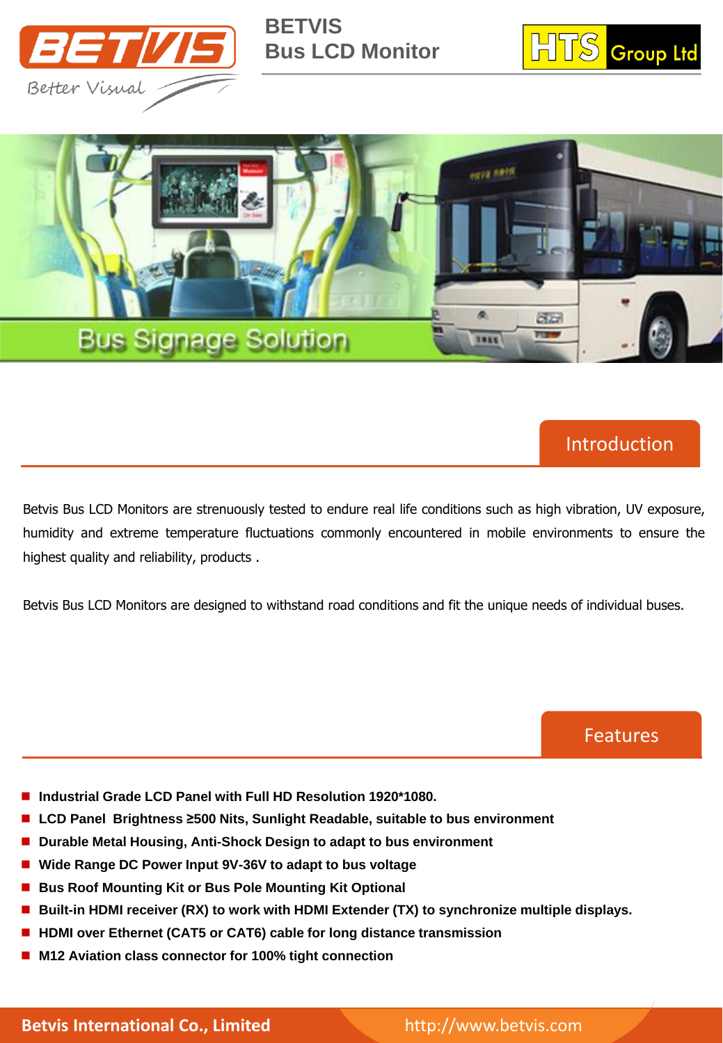# BETVIS
## Bus LCD Monitor

Bus Signage Solution

## Introduction

Betvis Bus LCD Monitors are strenuously tested to endure real life conditions such as high vibration, UV exposure, humidity and extreme temperature fluctuations commonly encountered in mobile environments to ensure the highest quality and reliability, products .

Betvis Bus LCD Monitors are designed to withstand road conditions and fit the unique needs of individual buses.

## Features

- **Industrial Grade LCD Panel with Full HD Resolution 1920*1080.**
- **LCD Panel Brightness ≥500 Nits, Sunlight Readable, suitable to bus environment**
- **Durable Metal Housing, Anti-Shock Design to adapt to bus environment**
- **Wide Range DC Power Input 9V-36V to adapt to bus voltage**
- **Bus Roof Mounting Kit or Bus Pole Mounting Kit Optional**
- **Built-in HDMI receiver (RX) to work with HDMI Extender (TX) to synchronize multiple displays.**
- **HDMI over Ethernet (CAT5 or CAT6) cable for long distance transmission**
- **M12 Aviation class connector for 100% tight connection**

**Betvis International Co., Limited** http://www.betvis.com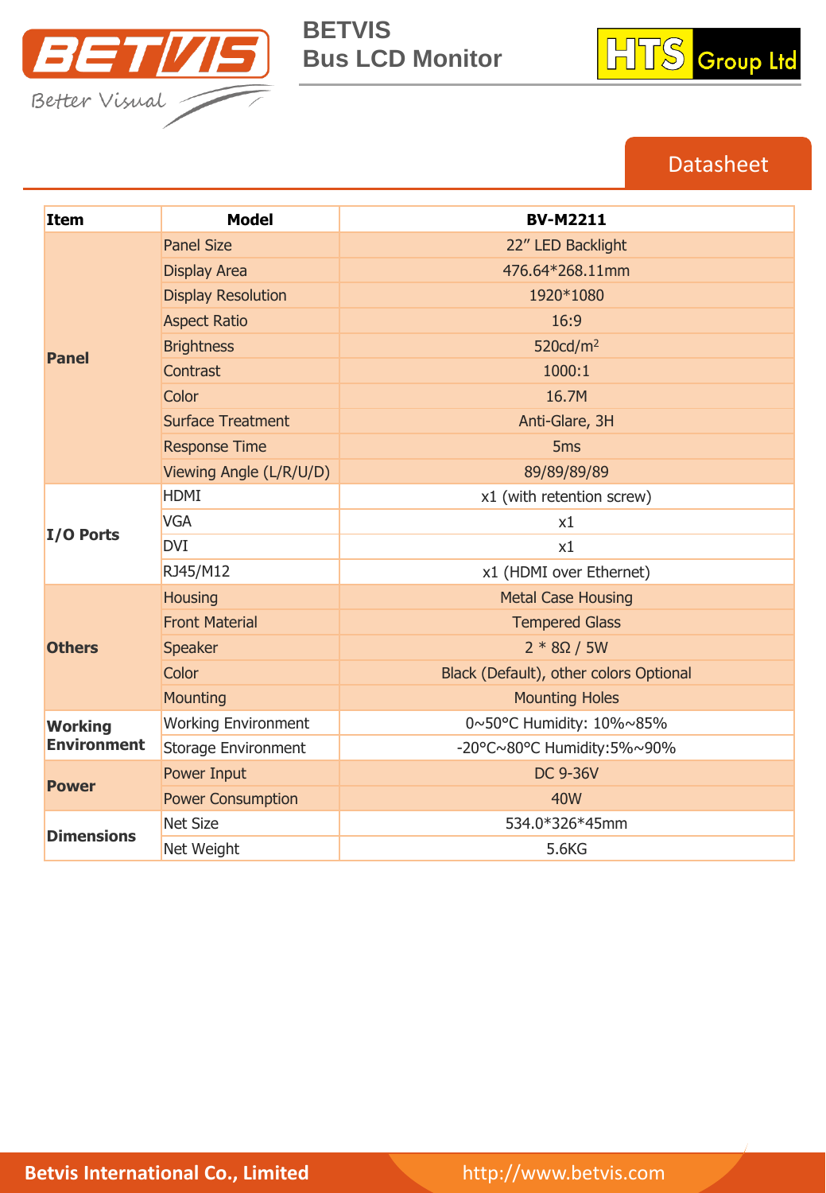# BETVIS
## Bus LCD Monitor

HTS Group Ltd

Datasheet

| Item | Model | BV-M2211 |
|---|---|---|
| Panel | Panel Size | 22" LED Backlight |
| | Display Area | 476.64*268.11mm |
| | Display Resolution | 1920*1080 |
| | Aspect Ratio | 16:9 |
| | Brightness | 520cd/m² |
| | Contrast | 1000:1 |
| | Color | 16.7M |
| | Surface Treatment | Anti-Glare, 3H |
| | Response Time | 5ms |
| | Viewing Angle (L/R/U/D) | 89/89/89/89 |
| I/O Ports | HDMI | x1 (with retention screw) |
| | VGA | x1 |
| | DVI | x1 |
| | RJ45/M12 | x1 (HDMI over Ethernet) |
| Others | Housing | Metal Case Housing |
| | Front Material | Tempered Glass |
| | Speaker | 2 * 8Ω / 5W |
| | Color | Black (Default), other colors Optional |
| | Mounting | Mounting Holes |
| Working Environment | Working Environment | 0~50°C Humidity: 10%~85% |
| | Storage Environment | -20°C~80°C Humidity:5%~90% |
| Power | Power Input | DC 9-36V |
| | Power Consumption | 40W |
| Dimensions | Net Size | 534.0*326*45mm |
| | Net Weight | 5.6KG |

Betvis International Co., Limited http://www.betvis.com